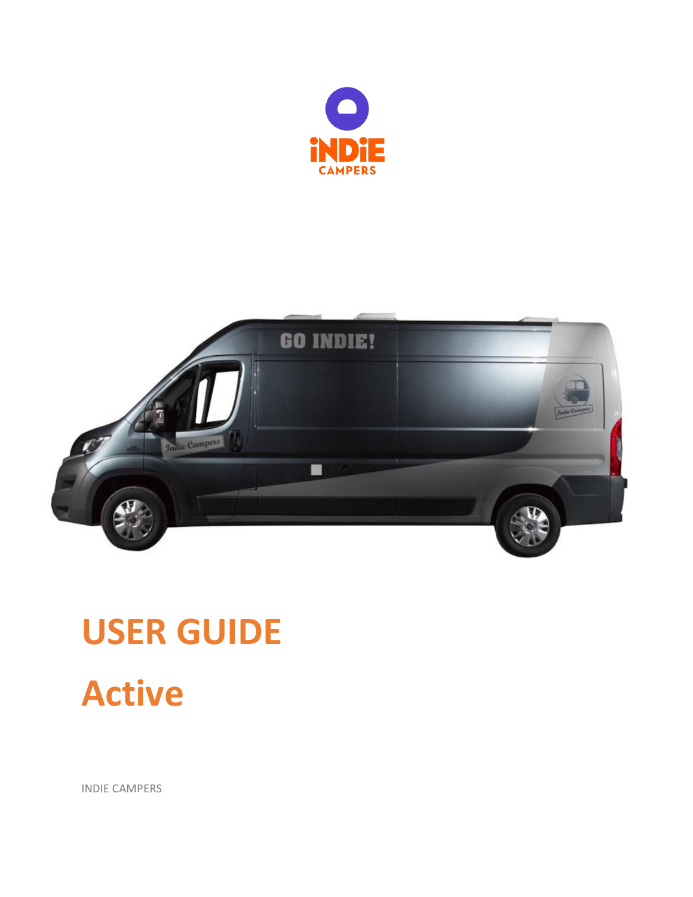# USER GUIDE

# Active

INDIE CAMPERS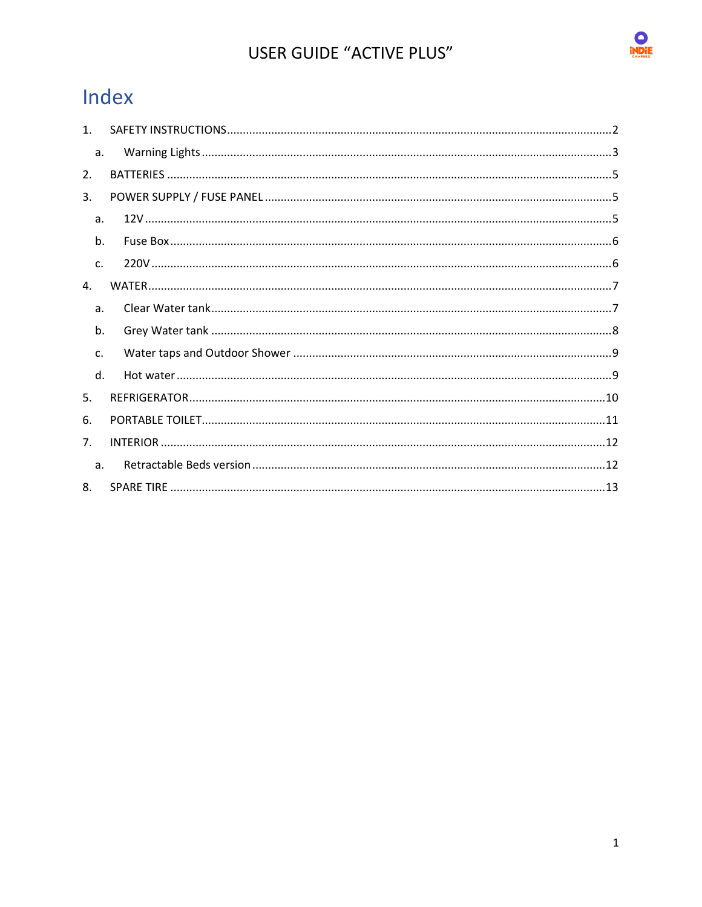# USER GUIDE "ACTIVE PLUS"

## Index

1. SAFETY INSTRUCTIONS ........ 2
   a. Warning Lights ........ 3
2. BATTERIES ........ 5
3. POWER SUPPLY / FUSE PANEL ........ 5
   a. 12V ........ 5
   b. Fuse Box ........ 6
   c. 220V ........ 6
4. WATER ........ 7
   a. Clear Water tank ........ 7
   b. Grey Water tank ........ 8
   c. Water taps and Outdoor Shower ........ 9
   d. Hot water ........ 9
5. REFRIGERATOR ........ 10
6. PORTABLE TOILET ........ 11
7. INTERIOR ........ 12
   a. Retractable Beds version ........ 12
8. SPARE TIRE ........ 13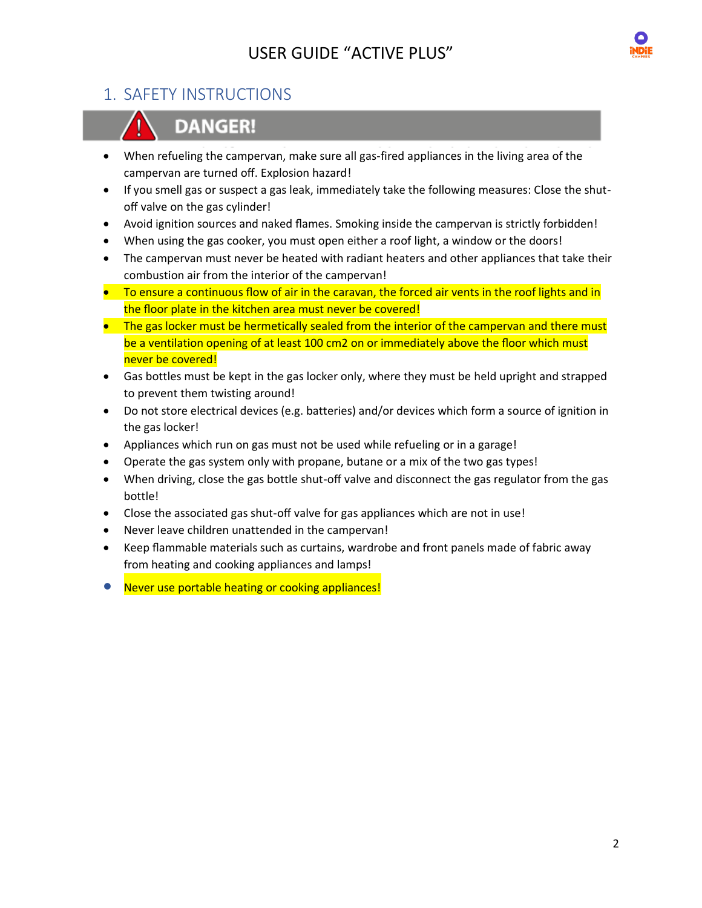## 1. SAFETY INSTRUCTIONS

**DANGER!**

- When refueling the campervan, make sure all gas-fired appliances in the living area of the campervan are turned off. Explosion hazard!
- If you smell gas or suspect a gas leak, immediately take the following measures: Close the shut-off valve on the gas cylinder!
- Avoid ignition sources and naked flames. Smoking inside the campervan is strictly forbidden!
- When using the gas cooker, you must open either a roof light, a window or the doors!
- The campervan must never be heated with radiant heaters and other appliances that take their combustion air from the interior of the campervan!
- To ensure a continuous flow of air in the caravan, the forced air vents in the roof lights and in the floor plate in the kitchen area must never be covered!
- The gas locker must be hermetically sealed from the interior of the campervan and there must be a ventilation opening of at least 100 cm2 on or immediately above the floor which must never be covered!
- Gas bottles must be kept in the gas locker only, where they must be held upright and strapped to prevent them twisting around!
- Do not store electrical devices (e.g. batteries) and/or devices which form a source of ignition in the gas locker!
- Appliances which run on gas must not be used while refueling or in a garage!
- Operate the gas system only with propane, butane or a mix of the two gas types!
- When driving, close the gas bottle shut-off valve and disconnect the gas regulator from the gas bottle!
- Close the associated gas shut-off valve for gas appliances which are not in use!
- Never leave children unattended in the campervan!
- Keep flammable materials such as curtains, wardrobe and front panels made of fabric away from heating and cooking appliances and lamps!
- Never use portable heating or cooking appliances!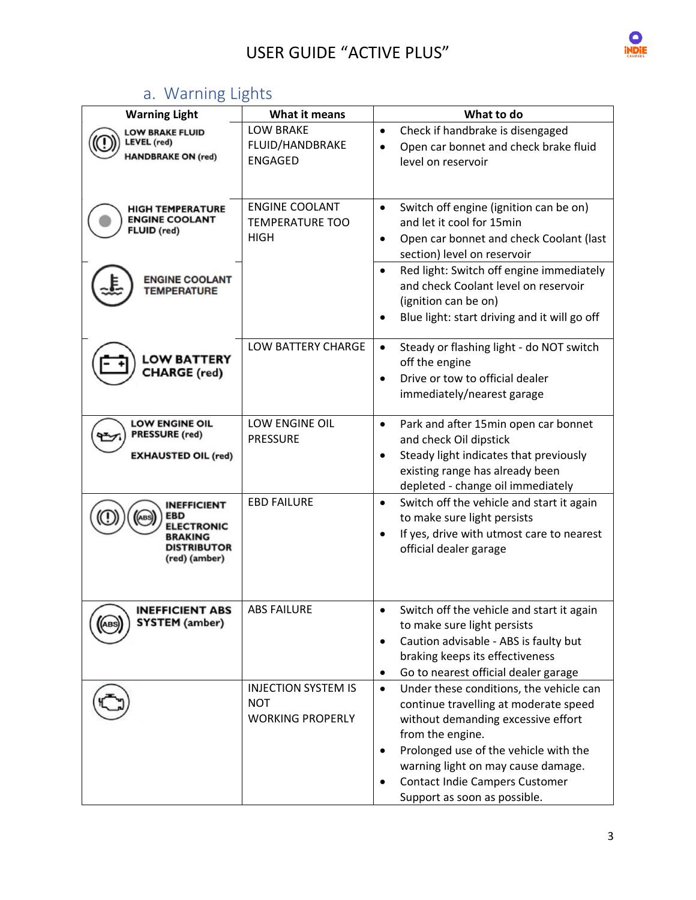## a. Warning Lights

| Warning Light | What it means | What to do |
|---|---|---|
| LOW BRAKE FLUID LEVEL (red)<br>HANDBRAKE ON (red) | LOW BRAKE FLUID/HANDBRAKE ENGAGED | • Check if handbrake is disengaged<br>• Open car bonnet and check brake fluid level on reservoir |
| HIGH TEMPERATURE ENGINE COOLANT FLUID (red) | ENGINE COOLANT TEMPERATURE TOO HIGH | • Switch off engine (ignition can be on) and let it cool for 15min<br>• Open car bonnet and check Coolant (last section) level on reservoir |
| ENGINE COOLANT TEMPERATURE | | • Red light: Switch off engine immediately and check Coolant level on reservoir (ignition can be on)<br>• Blue light: start driving and it will go off |
| LOW BATTERY CHARGE (red) | LOW BATTERY CHARGE | • Steady or flashing light - do NOT switch off the engine<br>• Drive or tow to official dealer immediately/nearest garage |
| LOW ENGINE OIL PRESSURE (red)<br>EXHAUSTED OIL (red) | LOW ENGINE OIL PRESSURE | • Park and after 15min open car bonnet and check Oil dipstick<br>• Steady light indicates that previously existing range has already been depleted - change oil immediately |
| INEFFICIENT EBD ELECTRONIC BRAKING DISTRIBUTOR (red) (amber) | EBD FAILURE | • Switch off the vehicle and start it again to make sure light persists<br>• If yes, drive with utmost care to nearest official dealer garage |
| INEFFICIENT ABS SYSTEM (amber) | ABS FAILURE | • Switch off the vehicle and start it again to make sure light persists<br>• Caution advisable - ABS is faulty but braking keeps its effectiveness<br>• Go to nearest official dealer garage |
| | INJECTION SYSTEM IS NOT WORKING PROPERLY | • Under these conditions, the vehicle can continue travelling at moderate speed without demanding excessive effort from the engine.<br>• Prolonged use of the vehicle with the warning light on may cause damage.<br>• Contact Indie Campers Customer Support as soon as possible. |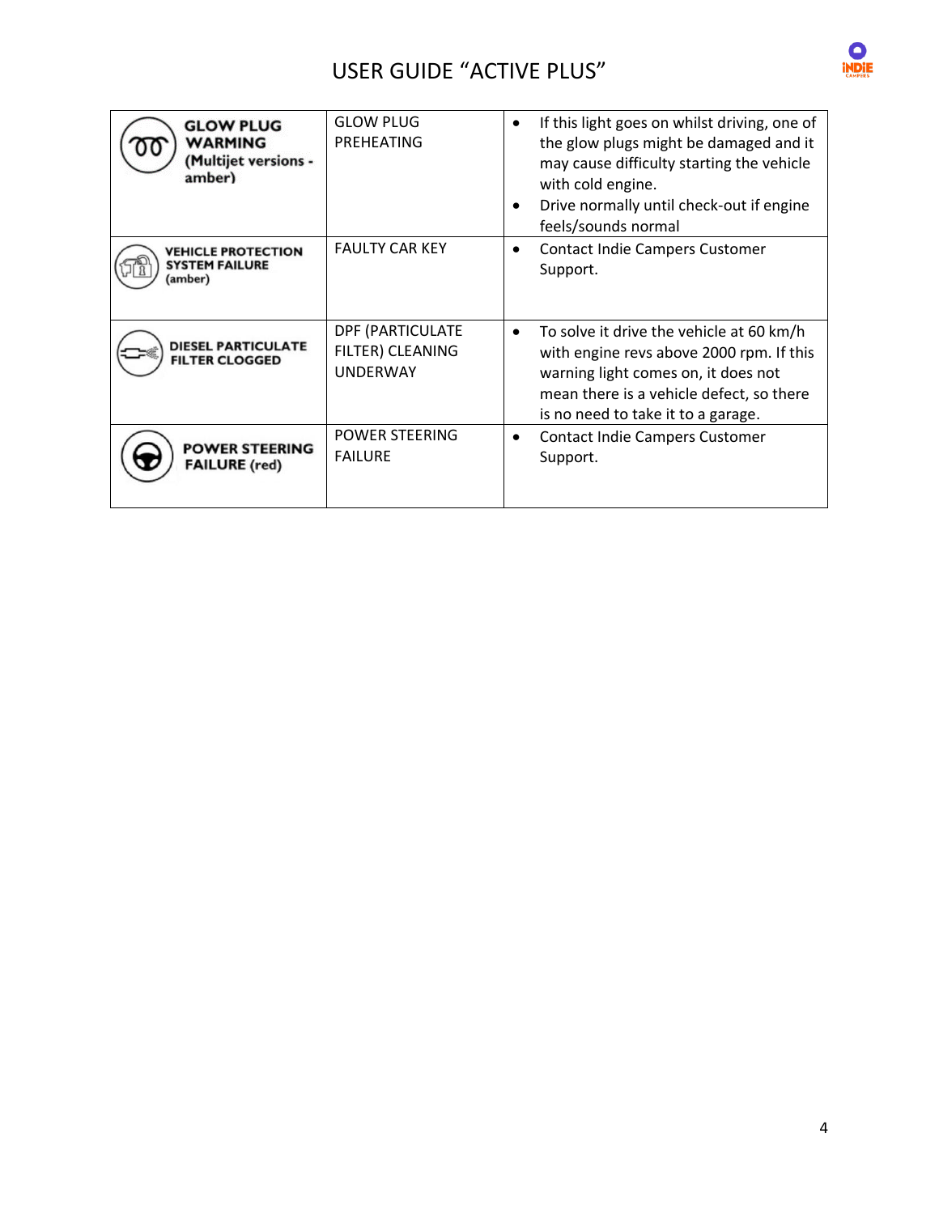| GLOW PLUG WARMING (Multijet versions - amber) | GLOW PLUG PREHEATING | • If this light goes on whilst driving, one of the glow plugs might be damaged and it may cause difficulty starting the vehicle with cold engine.<br>• Drive normally until check-out if engine feels/sounds normal |
|---|---|---|
| VEHICLE PROTECTION SYSTEM FAILURE (amber) | FAULTY CAR KEY | • Contact Indie Campers Customer Support. |
| DIESEL PARTICULATE FILTER CLOGGED | DPF (PARTICULATE FILTER) CLEANING UNDERWAY | • To solve it drive the vehicle at 60 km/h with engine revs above 2000 rpm. If this warning light comes on, it does not mean there is a vehicle defect, so there is no need to take it to a garage. |
| POWER STEERING FAILURE (red) | POWER STEERING FAILURE | • Contact Indie Campers Customer Support. |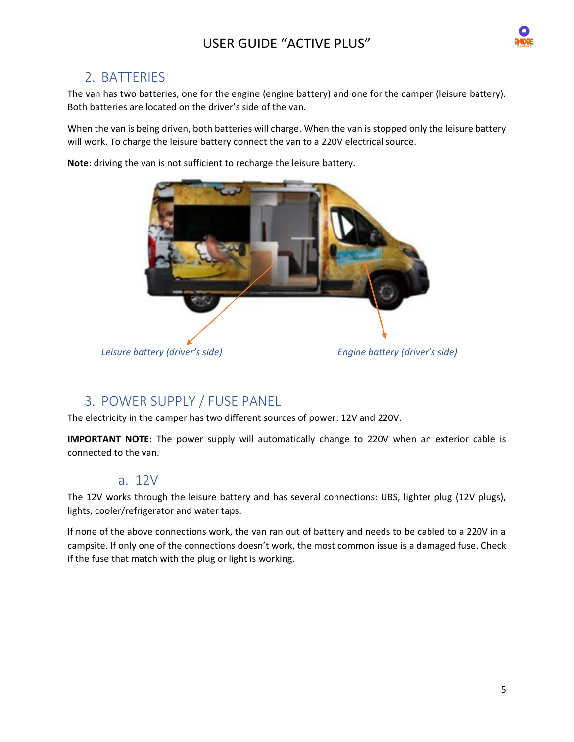## 2. BATTERIES

The van has two batteries, one for the engine (engine battery) and one for the camper (leisure battery). Both batteries are located on the driver's side of the van.

When the van is being driven, both batteries will charge. When the van is stopped only the leisure battery will work. To charge the leisure battery connect the van to a 220V electrical source.

**Note**: driving the van is not sufficient to recharge the leisure battery.

*Leisure battery (driver's side)*

*Engine battery (driver's side)*

## 3. POWER SUPPLY / FUSE PANEL

The electricity in the camper has two different sources of power: 12V and 220V.

**IMPORTANT NOTE**: The power supply will automatically change to 220V when an exterior cable is connected to the van.

### a. 12V

The 12V works through the leisure battery and has several connections: UBS, lighter plug (12V plugs), lights, cooler/refrigerator and water taps.

If none of the above connections work, the van ran out of battery and needs to be cabled to a 220V in a campsite. If only one of the connections doesn't work, the most common issue is a damaged fuse. Check if the fuse that match with the plug or light is working.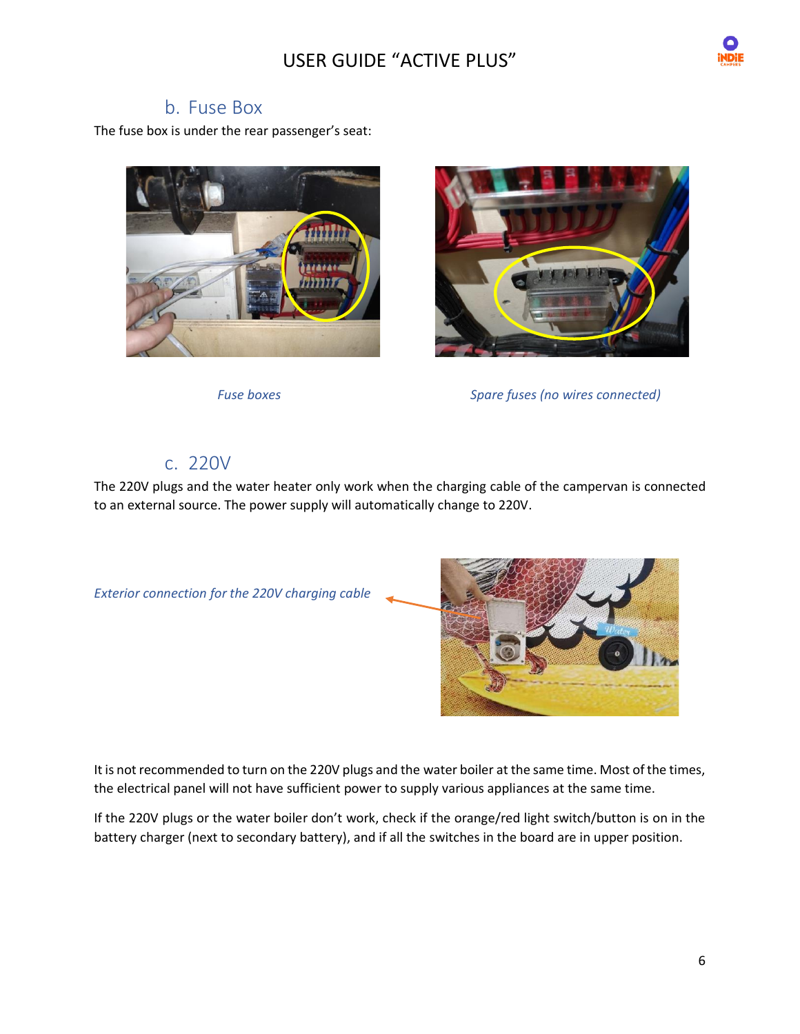## b. Fuse Box

The fuse box is under the rear passenger's seat:

*Fuse boxes*

*Spare fuses (no wires connected)*

## c. 220V

The 220V plugs and the water heater only work when the charging cable of the campervan is connected to an external source. The power supply will automatically change to 220V.

*Exterior connection for the 220V charging cable*

It is not recommended to turn on the 220V plugs and the water boiler at the same time. Most of the times, the electrical panel will not have sufficient power to supply various appliances at the same time.

If the 220V plugs or the water boiler don't work, check if the orange/red light switch/button is on in the battery charger (next to secondary battery), and if all the switches in the board are in upper position.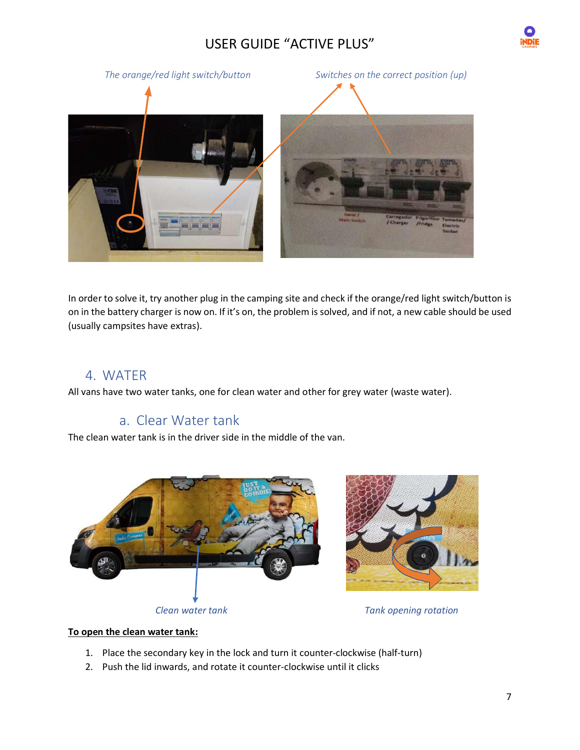*The orange/red light switch/button*

*Switches on the correct position (up)*

In order to solve it, try another plug in the camping site and check if the orange/red light switch/button is on in the battery charger is now on. If it's on, the problem is solved, and if not, a new cable should be used (usually campsites have extras).

## 4. WATER

All vans have two water tanks, one for clean water and other for grey water (waste water).

### a. Clear Water tank

The clean water tank is in the driver side in the middle of the van.

*Clean water tank*

*Tank opening rotation*

**To open the clean water tank:**

1. Place the secondary key in the lock and turn it counter-clockwise (half-turn)
2. Push the lid inwards, and rotate it counter-clockwise until it clicks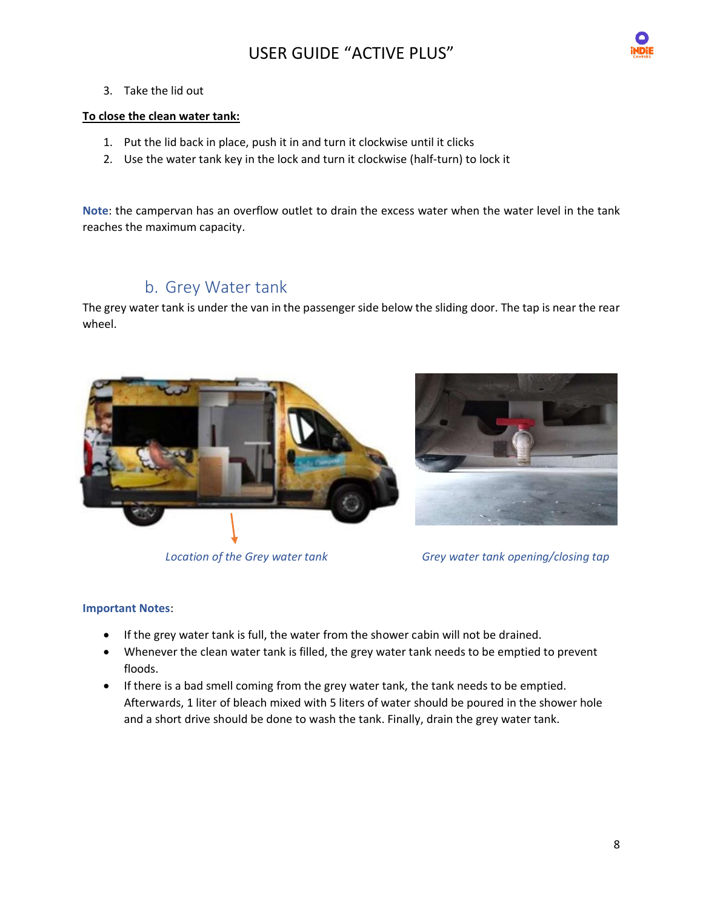3. Take the lid out

**<u>To close the clean water tank:</u>**

1. Put the lid back in place, push it in and turn it clockwise until it clicks
2. Use the water tank key in the lock and turn it clockwise (half-turn) to lock it

**Note**: the campervan has an overflow outlet to drain the excess water when the water level in the tank reaches the maximum capacity.

## b. Grey Water tank

The grey water tank is under the van in the passenger side below the sliding door. The tap is near the rear wheel.

*Location of the Grey water tank*

*Grey water tank opening/closing tap*

**Important Notes**:

- If the grey water tank is full, the water from the shower cabin will not be drained.
- Whenever the clean water tank is filled, the grey water tank needs to be emptied to prevent floods.
- If there is a bad smell coming from the grey water tank, the tank needs to be emptied. Afterwards, 1 liter of bleach mixed with 5 liters of water should be poured in the shower hole and a short drive should be done to wash the tank. Finally, drain the grey water tank.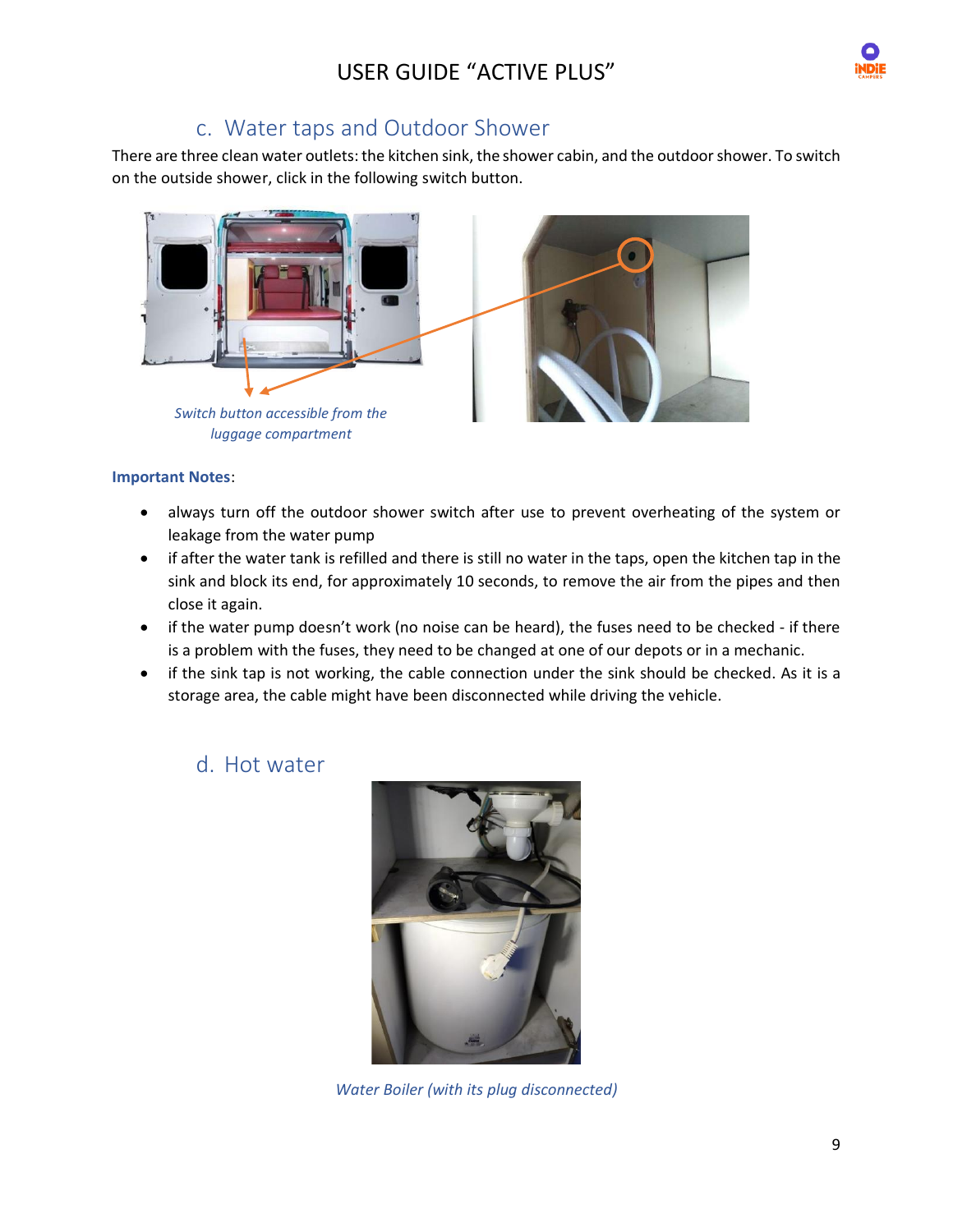## c. Water taps and Outdoor Shower

There are three clean water outlets: the kitchen sink, the shower cabin, and the outdoor shower. To switch on the outside shower, click in the following switch button.

*Switch button accessible from the luggage compartment*

**Important Notes**:

- always turn off the outdoor shower switch after use to prevent overheating of the system or leakage from the water pump
- if after the water tank is refilled and there is still no water in the taps, open the kitchen tap in the sink and block its end, for approximately 10 seconds, to remove the air from the pipes and then close it again.
- if the water pump doesn't work (no noise can be heard), the fuses need to be checked - if there is a problem with the fuses, they need to be changed at one of our depots or in a mechanic.
- if the sink tap is not working, the cable connection under the sink should be checked. As it is a storage area, the cable might have been disconnected while driving the vehicle.

## d. Hot water

*Water Boiler (with its plug disconnected)*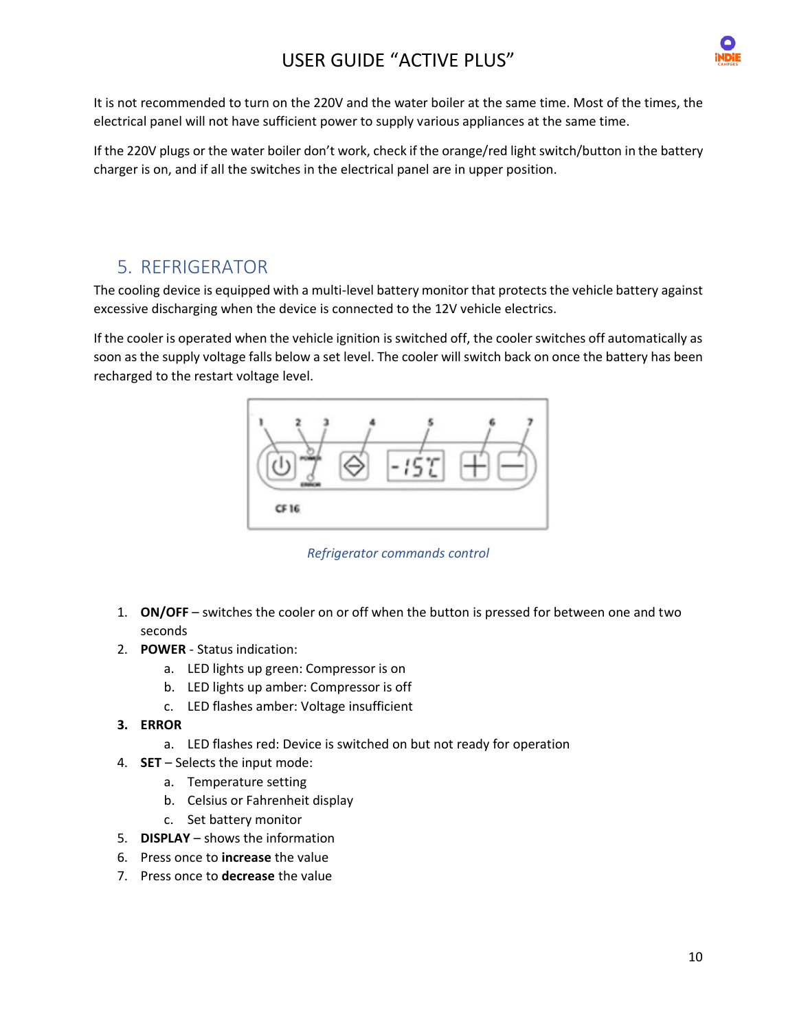It is not recommended to turn on the 220V and the water boiler at the same time. Most of the times, the electrical panel will not have sufficient power to supply various appliances at the same time.

If the 220V plugs or the water boiler don't work, check if the orange/red light switch/button in the battery charger is on, and if all the switches in the electrical panel are in upper position.

## 5. REFRIGERATOR

The cooling device is equipped with a multi-level battery monitor that protects the vehicle battery against excessive discharging when the device is connected to the 12V vehicle electrics.

If the cooler is operated when the vehicle ignition is switched off, the cooler switches off automatically as soon as the supply voltage falls below a set level. The cooler will switch back on once the battery has been recharged to the restart voltage level.

*Refrigerator commands control*

1. **ON/OFF** – switches the cooler on or off when the button is pressed for between one and two seconds
2. **POWER** - Status indication:
   a. LED lights up green: Compressor is on
   b. LED lights up amber: Compressor is off
   c. LED flashes amber: Voltage insufficient
3. **ERROR**
   a. LED flashes red: Device is switched on but not ready for operation
4. **SET** – Selects the input mode:
   a. Temperature setting
   b. Celsius or Fahrenheit display
   c. Set battery monitor
5. **DISPLAY** – shows the information
6. Press once to **increase** the value
7. Press once to **decrease** the value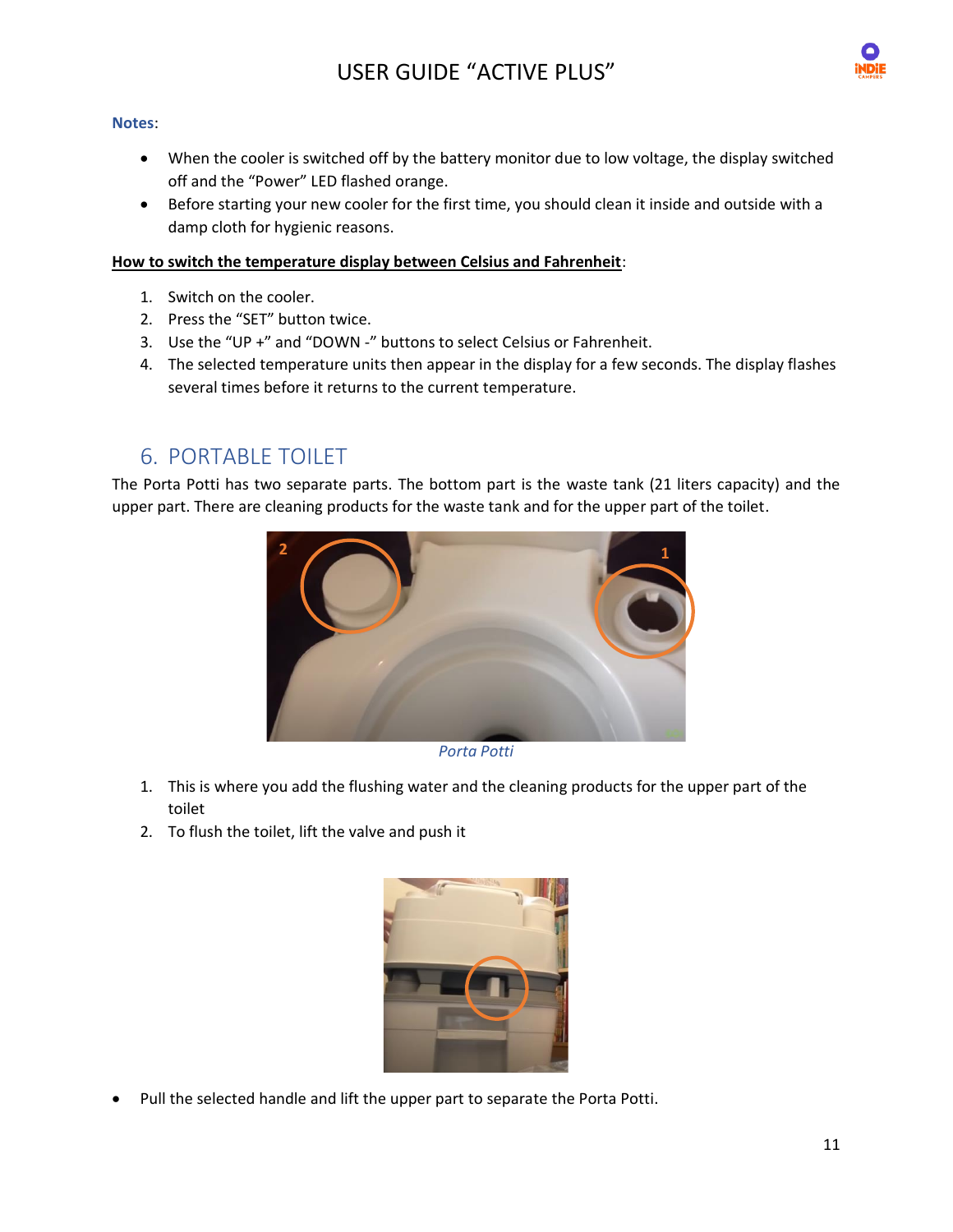**Notes**:

- When the cooler is switched off by the battery monitor due to low voltage, the display switched off and the "Power" LED flashed orange.
- Before starting your new cooler for the first time, you should clean it inside and outside with a damp cloth for hygienic reasons.

**How to switch the temperature display between Celsius and Fahrenheit**:

1. Switch on the cooler.
2. Press the "SET" button twice.
3. Use the "UP +" and "DOWN -" buttons to select Celsius or Fahrenheit.
4. The selected temperature units then appear in the display for a few seconds. The display flashes several times before it returns to the current temperature.

## 6. PORTABLE TOILET

The Porta Potti has two separate parts. The bottom part is the waste tank (21 liters capacity) and the upper part. There are cleaning products for the waste tank and for the upper part of the toilet.

*Porta Potti*

1. This is where you add the flushing water and the cleaning products for the upper part of the toilet
2. To flush the toilet, lift the valve and push it

- Pull the selected handle and lift the upper part to separate the Porta Potti.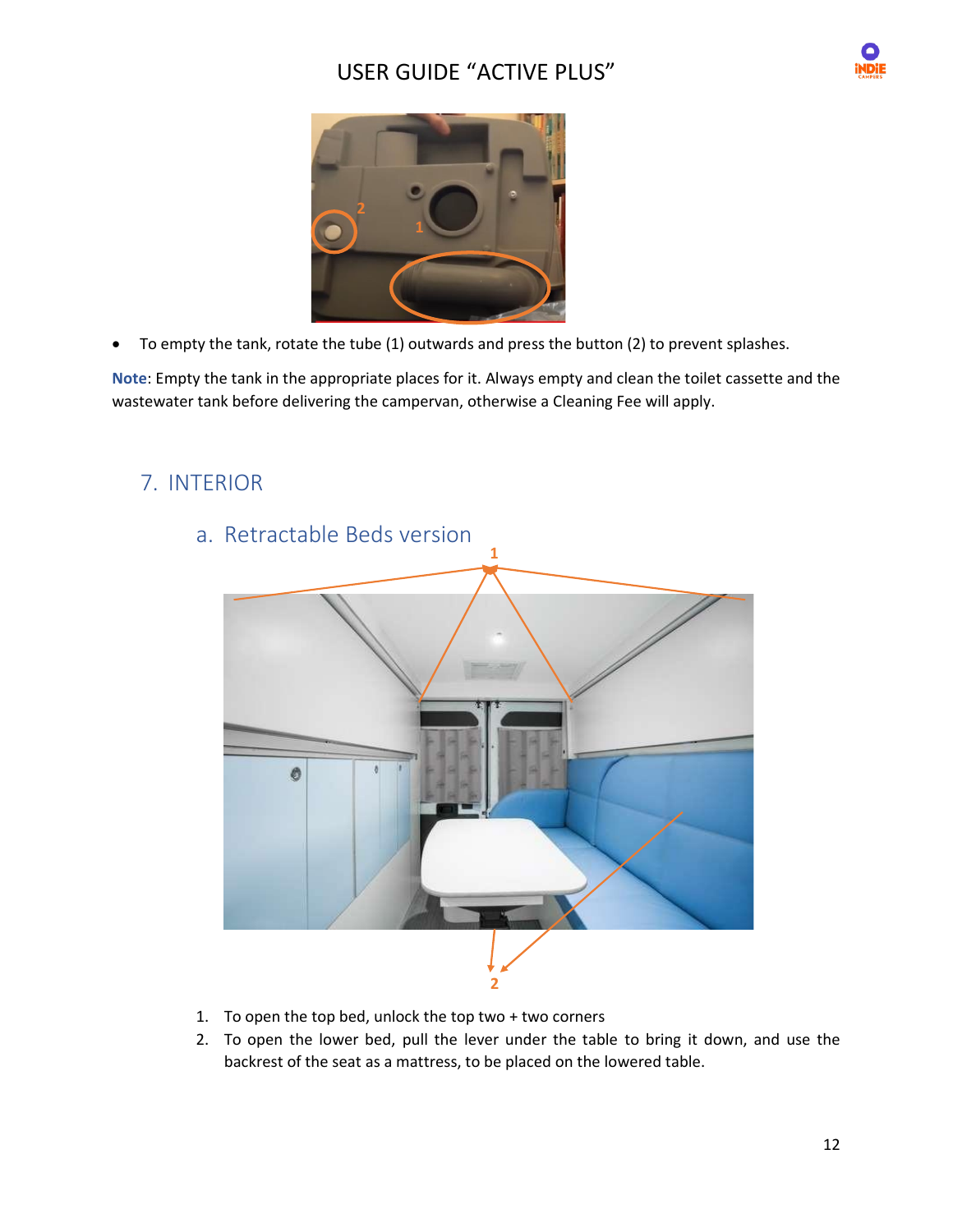- To empty the tank, rotate the tube (1) outwards and press the button (2) to prevent splashes.

**Note**: Empty the tank in the appropriate places for it. Always empty and clean the toilet cassette and the wastewater tank before delivering the campervan, otherwise a Cleaning Fee will apply.

## 7. INTERIOR

### a. Retractable Beds version

1. To open the top bed, unlock the top two + two corners
2. To open the lower bed, pull the lever under the table to bring it down, and use the backrest of the seat as a mattress, to be placed on the lowered table.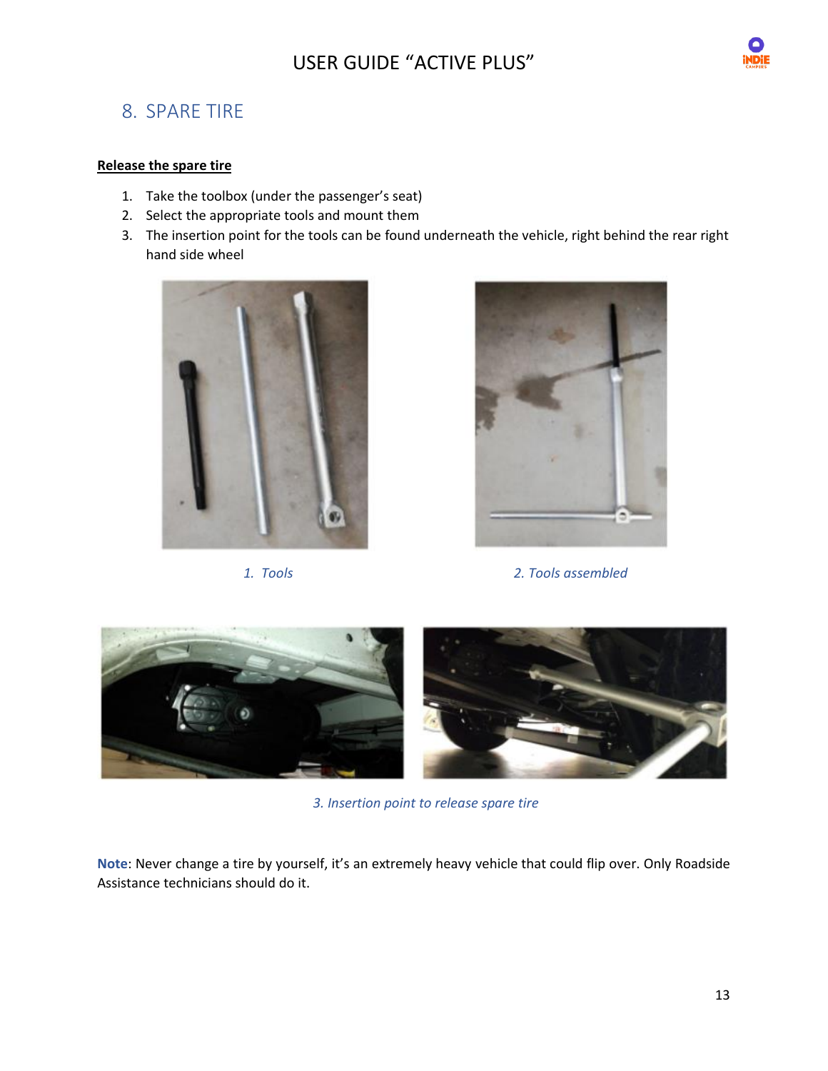## 8. SPARE TIRE

**Release the spare tire**

1. Take the toolbox (under the passenger's seat)
2. Select the appropriate tools and mount them
3. The insertion point for the tools can be found underneath the vehicle, right behind the rear right hand side wheel

*1. Tools*

*2. Tools assembled*

*3. Insertion point to release spare tire*

**Note**: Never change a tire by yourself, it's an extremely heavy vehicle that could flip over. Only Roadside Assistance technicians should do it.